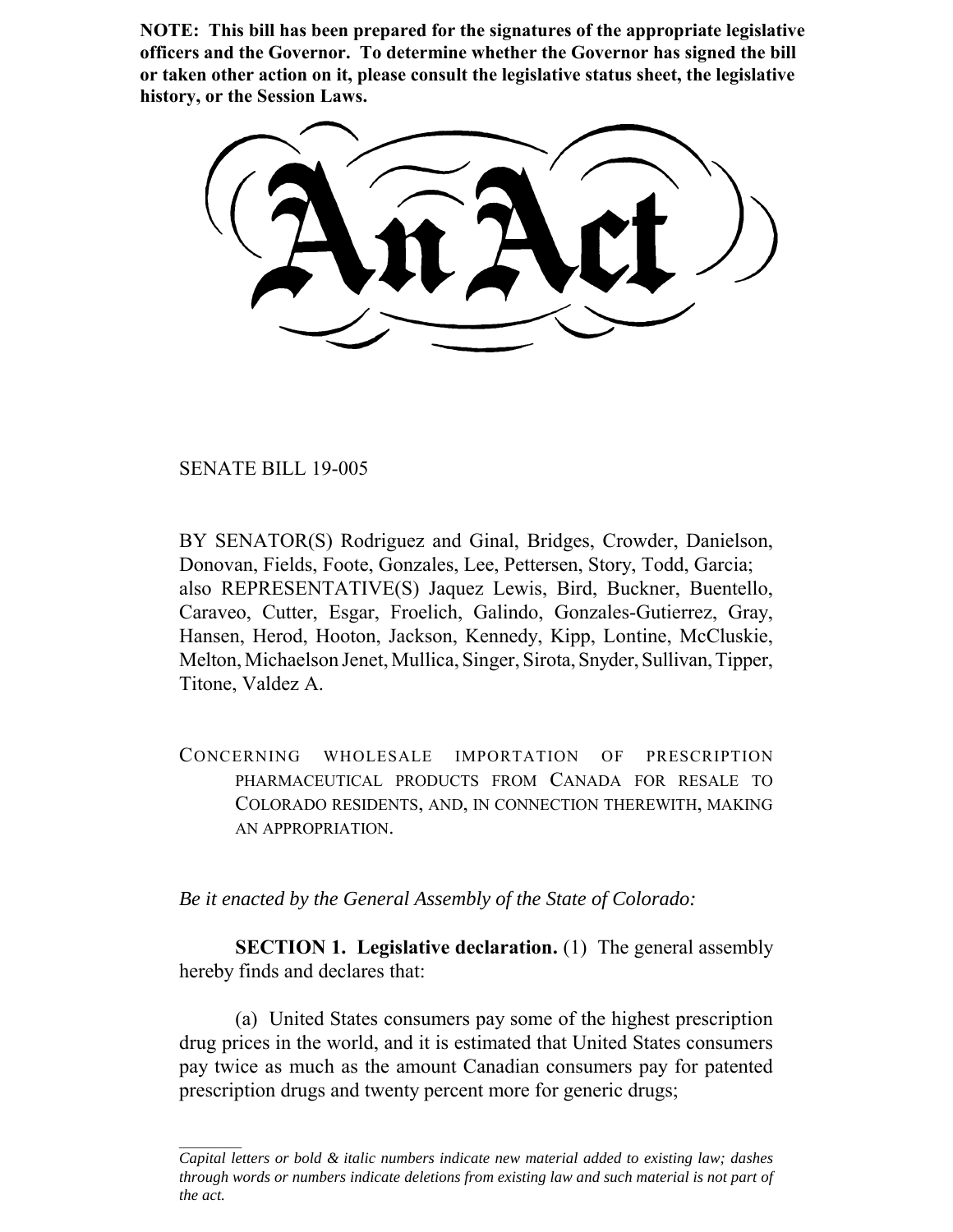**NOTE: This bill has been prepared for the signatures of the appropriate legislative officers and the Governor. To determine whether the Governor has signed the bill or taken other action on it, please consult the legislative status sheet, the legislative history, or the Session Laws.**

# An Act

SENATE BILL 19-005

BY SENATOR(S) Rodriguez and Ginal, Bridges, Crowder, Danielson, Donovan, Fields, Foote, Gonzales, Lee, Pettersen, Story, Todd, Garcia; also REPRESENTATIVE(S) Jaquez Lewis, Bird, Buckner, Buentello, Caraveo, Cutter, Esgar, Froelich, Galindo, Gonzales-Gutierrez, Gray, Hansen, Herod, Hooton, Jackson, Kennedy, Kipp, Lontine, McCluskie, Melton, Michaelson Jenet, Mullica, Singer, Sirota, Snyder, Sullivan, Tipper, Titone, Valdez A.

CONCERNING WHOLESALE IMPORTATION OF PRESCRIPTION PHARMACEUTICAL PRODUCTS FROM CANADA FOR RESALE TO COLORADO RESIDENTS, AND, IN CONNECTION THEREWITH, MAKING AN APPROPRIATION.

*Be it enacted by the General Assembly of the State of Colorado:*

**SECTION 1. Legislative declaration.** (1) The general assembly hereby finds and declares that:

(a) United States consumers pay some of the highest prescription drug prices in the world, and it is estimated that United States consumers pay twice as much as the amount Canadian consumers pay for patented prescription drugs and twenty percent more for generic drugs;

---

*Capital letters or bold & italic numbers indicate new material added to existing law; dashes through words or numbers indicate deletions from existing law and such material is not part of the act.*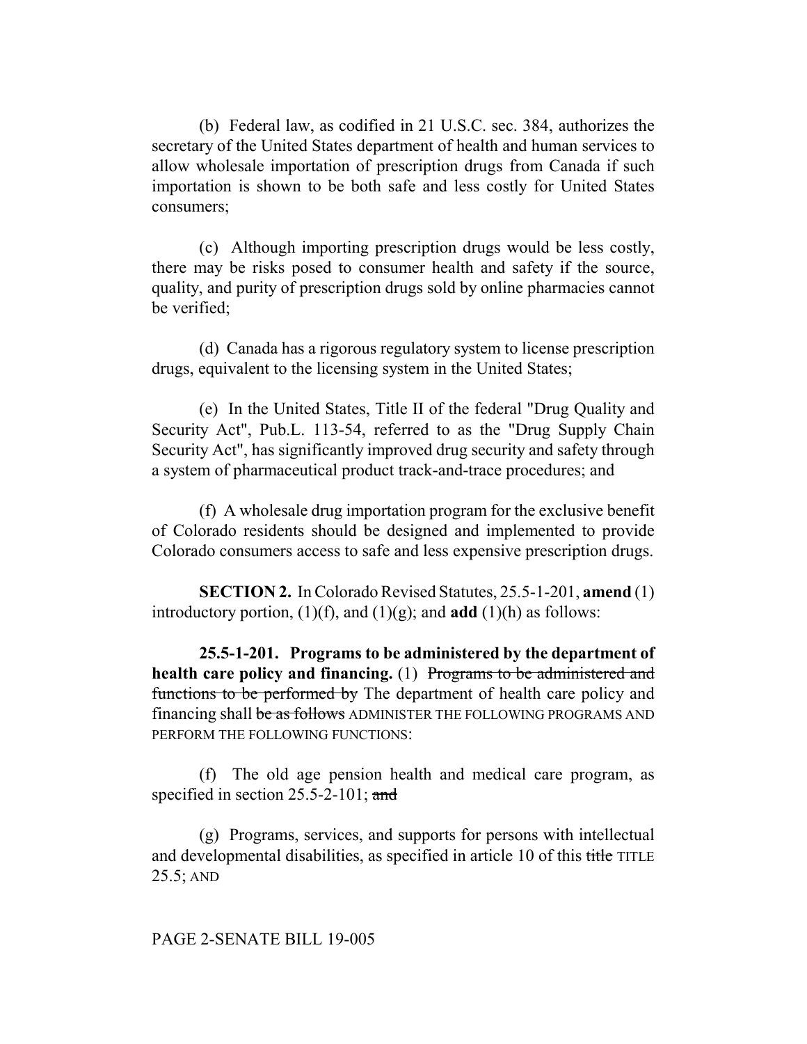(b) Federal law, as codified in 21 U.S.C. sec. 384, authorizes the secretary of the United States department of health and human services to allow wholesale importation of prescription drugs from Canada if such importation is shown to be both safe and less costly for United States consumers;

(c) Although importing prescription drugs would be less costly, there may be risks posed to consumer health and safety if the source, quality, and purity of prescription drugs sold by online pharmacies cannot be verified;

(d) Canada has a rigorous regulatory system to license prescription drugs, equivalent to the licensing system in the United States;

(e) In the United States, Title II of the federal "Drug Quality and Security Act", Pub.L. 113-54, referred to as the "Drug Supply Chain Security Act", has significantly improved drug security and safety through a system of pharmaceutical product track-and-trace procedures; and

(f) A wholesale drug importation program for the exclusive benefit of Colorado residents should be designed and implemented to provide Colorado consumers access to safe and less expensive prescription drugs.

**SECTION 2.** In Colorado Revised Statutes, 25.5-1-201, **amend** (1) introductory portion, (1)(f), and (1)(g); and **add** (1)(h) as follows:

**25.5-1-201. Programs to be administered by the department of health care policy and financing.** (1) ~~Programs to be administered and functions to be performed by~~ The department of health care policy and financing shall ~~be as follows~~ ADMINISTER THE FOLLOWING PROGRAMS AND PERFORM THE FOLLOWING FUNCTIONS:

(f) The old age pension health and medical care program, as specified in section 25.5-2-101; ~~and~~

(g) Programs, services, and supports for persons with intellectual and developmental disabilities, as specified in article 10 of this ~~title~~ TITLE 25.5; AND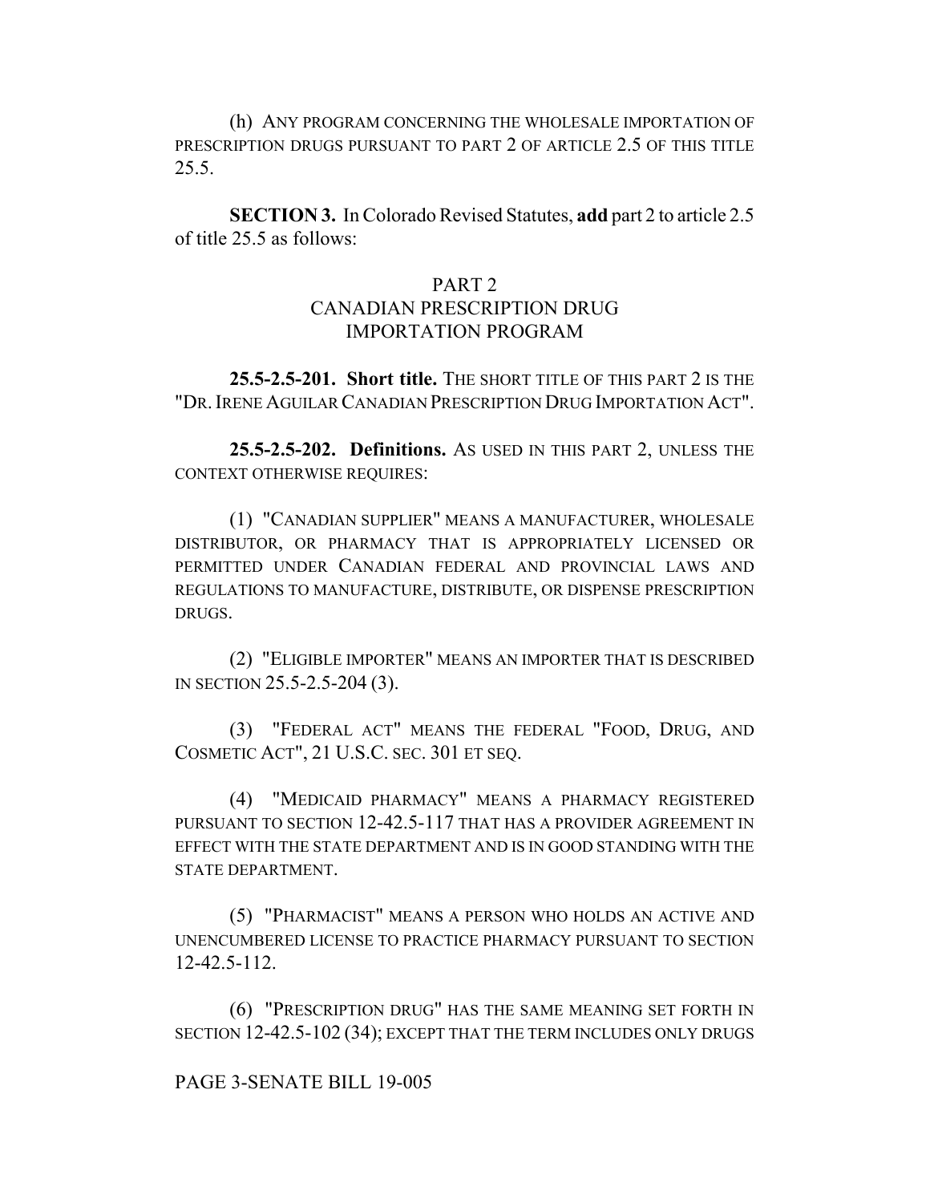(h) ANY PROGRAM CONCERNING THE WHOLESALE IMPORTATION OF PRESCRIPTION DRUGS PURSUANT TO PART 2 OF ARTICLE 2.5 OF THIS TITLE 25.5.

**SECTION 3.** In Colorado Revised Statutes, **add** part 2 to article 2.5 of title 25.5 as follows:

PART 2
CANADIAN PRESCRIPTION DRUG
IMPORTATION PROGRAM

**25.5-2.5-201. Short title.** THE SHORT TITLE OF THIS PART 2 IS THE "DR. IRENE AGUILAR CANADIAN PRESCRIPTION DRUG IMPORTATION ACT".

**25.5-2.5-202. Definitions.** AS USED IN THIS PART 2, UNLESS THE CONTEXT OTHERWISE REQUIRES:

(1) "CANADIAN SUPPLIER" MEANS A MANUFACTURER, WHOLESALE DISTRIBUTOR, OR PHARMACY THAT IS APPROPRIATELY LICENSED OR PERMITTED UNDER CANADIAN FEDERAL AND PROVINCIAL LAWS AND REGULATIONS TO MANUFACTURE, DISTRIBUTE, OR DISPENSE PRESCRIPTION DRUGS.

(2) "ELIGIBLE IMPORTER" MEANS AN IMPORTER THAT IS DESCRIBED IN SECTION 25.5-2.5-204 (3).

(3) "FEDERAL ACT" MEANS THE FEDERAL "FOOD, DRUG, AND COSMETIC ACT", 21 U.S.C. SEC. 301 ET SEQ.

(4) "MEDICAID PHARMACY" MEANS A PHARMACY REGISTERED PURSUANT TO SECTION 12-42.5-117 THAT HAS A PROVIDER AGREEMENT IN EFFECT WITH THE STATE DEPARTMENT AND IS IN GOOD STANDING WITH THE STATE DEPARTMENT.

(5) "PHARMACIST" MEANS A PERSON WHO HOLDS AN ACTIVE AND UNENCUMBERED LICENSE TO PRACTICE PHARMACY PURSUANT TO SECTION 12-42.5-112.

(6) "PRESCRIPTION DRUG" HAS THE SAME MEANING SET FORTH IN SECTION 12-42.5-102 (34); EXCEPT THAT THE TERM INCLUDES ONLY DRUGS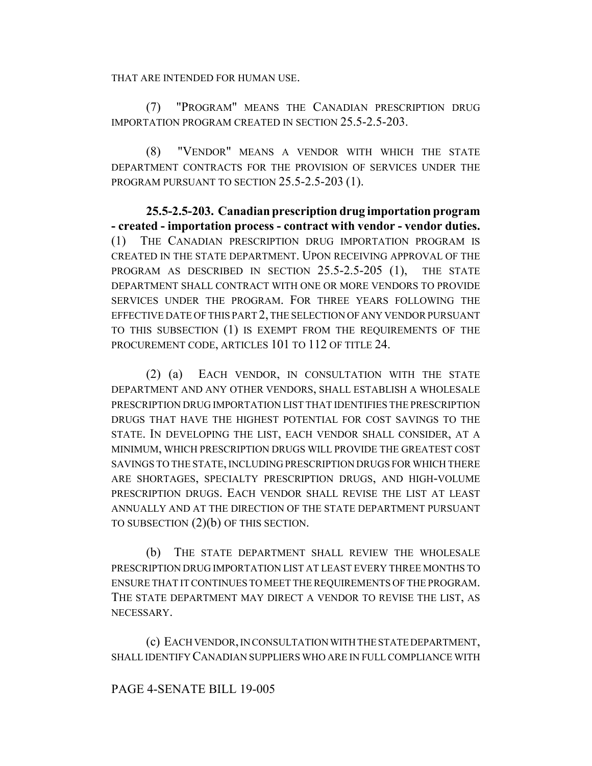THAT ARE INTENDED FOR HUMAN USE.

(7) "PROGRAM" MEANS THE CANADIAN PRESCRIPTION DRUG IMPORTATION PROGRAM CREATED IN SECTION 25.5-2.5-203.

(8) "VENDOR" MEANS A VENDOR WITH WHICH THE STATE DEPARTMENT CONTRACTS FOR THE PROVISION OF SERVICES UNDER THE PROGRAM PURSUANT TO SECTION 25.5-2.5-203 (1).

**25.5-2.5-203. Canadian prescription drug importation program - created - importation process - contract with vendor - vendor duties.** (1) THE CANADIAN PRESCRIPTION DRUG IMPORTATION PROGRAM IS CREATED IN THE STATE DEPARTMENT. UPON RECEIVING APPROVAL OF THE PROGRAM AS DESCRIBED IN SECTION 25.5-2.5-205 (1), THE STATE DEPARTMENT SHALL CONTRACT WITH ONE OR MORE VENDORS TO PROVIDE SERVICES UNDER THE PROGRAM. FOR THREE YEARS FOLLOWING THE EFFECTIVE DATE OF THIS PART 2, THE SELECTION OF ANY VENDOR PURSUANT TO THIS SUBSECTION (1) IS EXEMPT FROM THE REQUIREMENTS OF THE PROCUREMENT CODE, ARTICLES 101 TO 112 OF TITLE 24.

(2) (a) EACH VENDOR, IN CONSULTATION WITH THE STATE DEPARTMENT AND ANY OTHER VENDORS, SHALL ESTABLISH A WHOLESALE PRESCRIPTION DRUG IMPORTATION LIST THAT IDENTIFIES THE PRESCRIPTION DRUGS THAT HAVE THE HIGHEST POTENTIAL FOR COST SAVINGS TO THE STATE. IN DEVELOPING THE LIST, EACH VENDOR SHALL CONSIDER, AT A MINIMUM, WHICH PRESCRIPTION DRUGS WILL PROVIDE THE GREATEST COST SAVINGS TO THE STATE, INCLUDING PRESCRIPTION DRUGS FOR WHICH THERE ARE SHORTAGES, SPECIALTY PRESCRIPTION DRUGS, AND HIGH-VOLUME PRESCRIPTION DRUGS. EACH VENDOR SHALL REVISE THE LIST AT LEAST ANNUALLY AND AT THE DIRECTION OF THE STATE DEPARTMENT PURSUANT TO SUBSECTION (2)(b) OF THIS SECTION.

(b) THE STATE DEPARTMENT SHALL REVIEW THE WHOLESALE PRESCRIPTION DRUG IMPORTATION LIST AT LEAST EVERY THREE MONTHS TO ENSURE THAT IT CONTINUES TO MEET THE REQUIREMENTS OF THE PROGRAM. THE STATE DEPARTMENT MAY DIRECT A VENDOR TO REVISE THE LIST, AS NECESSARY.

(c) EACH VENDOR, IN CONSULTATION WITH THE STATE DEPARTMENT, SHALL IDENTIFY CANADIAN SUPPLIERS WHO ARE IN FULL COMPLIANCE WITH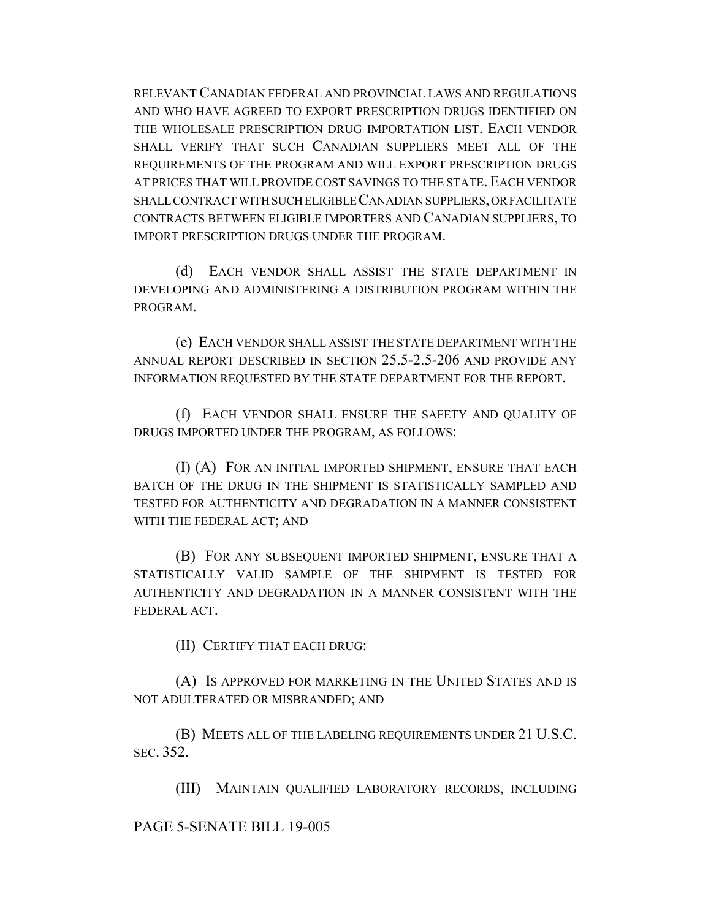RELEVANT CANADIAN FEDERAL AND PROVINCIAL LAWS AND REGULATIONS AND WHO HAVE AGREED TO EXPORT PRESCRIPTION DRUGS IDENTIFIED ON THE WHOLESALE PRESCRIPTION DRUG IMPORTATION LIST. EACH VENDOR SHALL VERIFY THAT SUCH CANADIAN SUPPLIERS MEET ALL OF THE REQUIREMENTS OF THE PROGRAM AND WILL EXPORT PRESCRIPTION DRUGS AT PRICES THAT WILL PROVIDE COST SAVINGS TO THE STATE. EACH VENDOR SHALL CONTRACT WITH SUCH ELIGIBLE CANADIAN SUPPLIERS, OR FACILITATE CONTRACTS BETWEEN ELIGIBLE IMPORTERS AND CANADIAN SUPPLIERS, TO IMPORT PRESCRIPTION DRUGS UNDER THE PROGRAM.

(d) EACH VENDOR SHALL ASSIST THE STATE DEPARTMENT IN DEVELOPING AND ADMINISTERING A DISTRIBUTION PROGRAM WITHIN THE PROGRAM.

(e) EACH VENDOR SHALL ASSIST THE STATE DEPARTMENT WITH THE ANNUAL REPORT DESCRIBED IN SECTION 25.5-2.5-206 AND PROVIDE ANY INFORMATION REQUESTED BY THE STATE DEPARTMENT FOR THE REPORT.

(f) EACH VENDOR SHALL ENSURE THE SAFETY AND QUALITY OF DRUGS IMPORTED UNDER THE PROGRAM, AS FOLLOWS:

(I) (A) FOR AN INITIAL IMPORTED SHIPMENT, ENSURE THAT EACH BATCH OF THE DRUG IN THE SHIPMENT IS STATISTICALLY SAMPLED AND TESTED FOR AUTHENTICITY AND DEGRADATION IN A MANNER CONSISTENT WITH THE FEDERAL ACT; AND

(B) FOR ANY SUBSEQUENT IMPORTED SHIPMENT, ENSURE THAT A STATISTICALLY VALID SAMPLE OF THE SHIPMENT IS TESTED FOR AUTHENTICITY AND DEGRADATION IN A MANNER CONSISTENT WITH THE FEDERAL ACT.

(II) CERTIFY THAT EACH DRUG:

(A) IS APPROVED FOR MARKETING IN THE UNITED STATES AND IS NOT ADULTERATED OR MISBRANDED; AND

(B) MEETS ALL OF THE LABELING REQUIREMENTS UNDER 21 U.S.C. SEC. 352.

(III) MAINTAIN QUALIFIED LABORATORY RECORDS, INCLUDING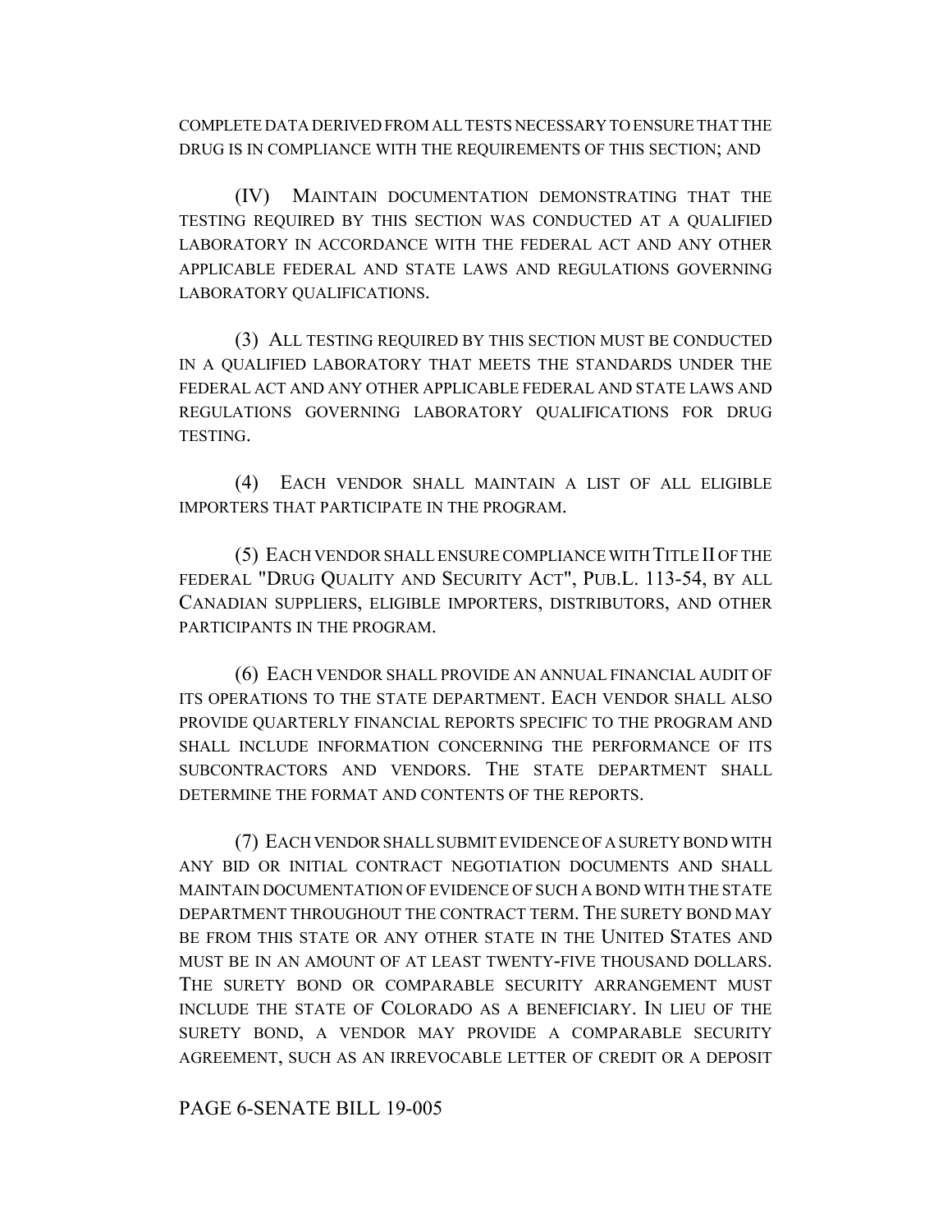COMPLETE DATA DERIVED FROM ALL TESTS NECESSARY TO ENSURE THAT THE DRUG IS IN COMPLIANCE WITH THE REQUIREMENTS OF THIS SECTION; AND

(IV) MAINTAIN DOCUMENTATION DEMONSTRATING THAT THE TESTING REQUIRED BY THIS SECTION WAS CONDUCTED AT A QUALIFIED LABORATORY IN ACCORDANCE WITH THE FEDERAL ACT AND ANY OTHER APPLICABLE FEDERAL AND STATE LAWS AND REGULATIONS GOVERNING LABORATORY QUALIFICATIONS.

(3) ALL TESTING REQUIRED BY THIS SECTION MUST BE CONDUCTED IN A QUALIFIED LABORATORY THAT MEETS THE STANDARDS UNDER THE FEDERAL ACT AND ANY OTHER APPLICABLE FEDERAL AND STATE LAWS AND REGULATIONS GOVERNING LABORATORY QUALIFICATIONS FOR DRUG TESTING.

(4) EACH VENDOR SHALL MAINTAIN A LIST OF ALL ELIGIBLE IMPORTERS THAT PARTICIPATE IN THE PROGRAM.

(5) EACH VENDOR SHALL ENSURE COMPLIANCE WITH TITLE II OF THE FEDERAL "DRUG QUALITY AND SECURITY ACT", PUB.L. 113-54, BY ALL CANADIAN SUPPLIERS, ELIGIBLE IMPORTERS, DISTRIBUTORS, AND OTHER PARTICIPANTS IN THE PROGRAM.

(6) EACH VENDOR SHALL PROVIDE AN ANNUAL FINANCIAL AUDIT OF ITS OPERATIONS TO THE STATE DEPARTMENT. EACH VENDOR SHALL ALSO PROVIDE QUARTERLY FINANCIAL REPORTS SPECIFIC TO THE PROGRAM AND SHALL INCLUDE INFORMATION CONCERNING THE PERFORMANCE OF ITS SUBCONTRACTORS AND VENDORS. THE STATE DEPARTMENT SHALL DETERMINE THE FORMAT AND CONTENTS OF THE REPORTS.

(7) EACH VENDOR SHALL SUBMIT EVIDENCE OF A SURETY BOND WITH ANY BID OR INITIAL CONTRACT NEGOTIATION DOCUMENTS AND SHALL MAINTAIN DOCUMENTATION OF EVIDENCE OF SUCH A BOND WITH THE STATE DEPARTMENT THROUGHOUT THE CONTRACT TERM. THE SURETY BOND MAY BE FROM THIS STATE OR ANY OTHER STATE IN THE UNITED STATES AND MUST BE IN AN AMOUNT OF AT LEAST TWENTY-FIVE THOUSAND DOLLARS. THE SURETY BOND OR COMPARABLE SECURITY ARRANGEMENT MUST INCLUDE THE STATE OF COLORADO AS A BENEFICIARY. IN LIEU OF THE SURETY BOND, A VENDOR MAY PROVIDE A COMPARABLE SECURITY AGREEMENT, SUCH AS AN IRREVOCABLE LETTER OF CREDIT OR A DEPOSIT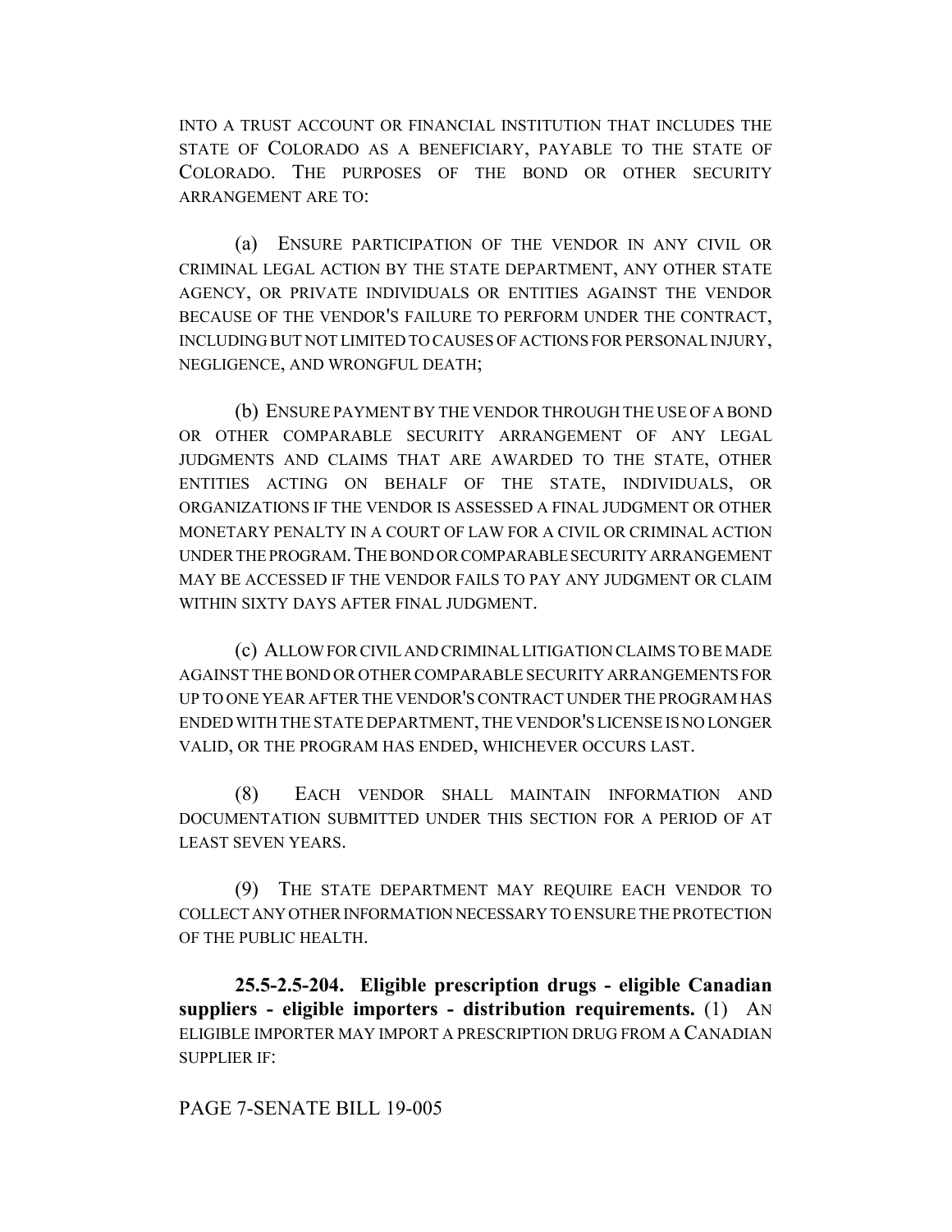INTO A TRUST ACCOUNT OR FINANCIAL INSTITUTION THAT INCLUDES THE STATE OF COLORADO AS A BENEFICIARY, PAYABLE TO THE STATE OF COLORADO. THE PURPOSES OF THE BOND OR OTHER SECURITY ARRANGEMENT ARE TO:

(a) ENSURE PARTICIPATION OF THE VENDOR IN ANY CIVIL OR CRIMINAL LEGAL ACTION BY THE STATE DEPARTMENT, ANY OTHER STATE AGENCY, OR PRIVATE INDIVIDUALS OR ENTITIES AGAINST THE VENDOR BECAUSE OF THE VENDOR'S FAILURE TO PERFORM UNDER THE CONTRACT, INCLUDING BUT NOT LIMITED TO CAUSES OF ACTIONS FOR PERSONAL INJURY, NEGLIGENCE, AND WRONGFUL DEATH;

(b) ENSURE PAYMENT BY THE VENDOR THROUGH THE USE OF A BOND OR OTHER COMPARABLE SECURITY ARRANGEMENT OF ANY LEGAL JUDGMENTS AND CLAIMS THAT ARE AWARDED TO THE STATE, OTHER ENTITIES ACTING ON BEHALF OF THE STATE, INDIVIDUALS, OR ORGANIZATIONS IF THE VENDOR IS ASSESSED A FINAL JUDGMENT OR OTHER MONETARY PENALTY IN A COURT OF LAW FOR A CIVIL OR CRIMINAL ACTION UNDER THE PROGRAM. THE BOND OR COMPARABLE SECURITY ARRANGEMENT MAY BE ACCESSED IF THE VENDOR FAILS TO PAY ANY JUDGMENT OR CLAIM WITHIN SIXTY DAYS AFTER FINAL JUDGMENT.

(c) ALLOW FOR CIVIL AND CRIMINAL LITIGATION CLAIMS TO BE MADE AGAINST THE BOND OR OTHER COMPARABLE SECURITY ARRANGEMENTS FOR UP TO ONE YEAR AFTER THE VENDOR'S CONTRACT UNDER THE PROGRAM HAS ENDED WITH THE STATE DEPARTMENT, THE VENDOR'S LICENSE IS NO LONGER VALID, OR THE PROGRAM HAS ENDED, WHICHEVER OCCURS LAST.

(8) EACH VENDOR SHALL MAINTAIN INFORMATION AND DOCUMENTATION SUBMITTED UNDER THIS SECTION FOR A PERIOD OF AT LEAST SEVEN YEARS.

(9) THE STATE DEPARTMENT MAY REQUIRE EACH VENDOR TO COLLECT ANY OTHER INFORMATION NECESSARY TO ENSURE THE PROTECTION OF THE PUBLIC HEALTH.

**25.5-2.5-204. Eligible prescription drugs - eligible Canadian suppliers - eligible importers - distribution requirements.** (1) AN ELIGIBLE IMPORTER MAY IMPORT A PRESCRIPTION DRUG FROM A CANADIAN SUPPLIER IF: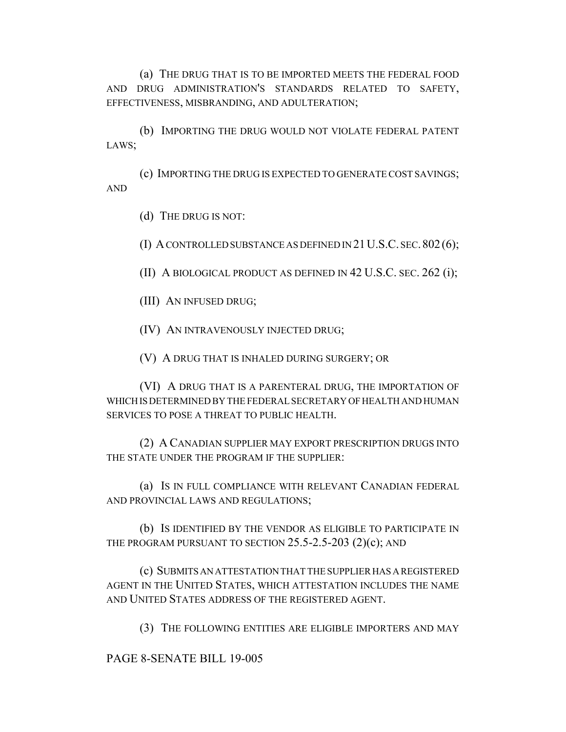(a) THE DRUG THAT IS TO BE IMPORTED MEETS THE FEDERAL FOOD AND DRUG ADMINISTRATION'S STANDARDS RELATED TO SAFETY, EFFECTIVENESS, MISBRANDING, AND ADULTERATION;

(b) IMPORTING THE DRUG WOULD NOT VIOLATE FEDERAL PATENT LAWS;

(c) IMPORTING THE DRUG IS EXPECTED TO GENERATE COST SAVINGS; AND

(d) THE DRUG IS NOT:

(I) A CONTROLLED SUBSTANCE AS DEFINED IN 21 U.S.C. SEC. 802 (6);

(II) A BIOLOGICAL PRODUCT AS DEFINED IN 42 U.S.C. SEC. 262 (i);

(III) AN INFUSED DRUG;

(IV) AN INTRAVENOUSLY INJECTED DRUG;

(V) A DRUG THAT IS INHALED DURING SURGERY; OR

(VI) A DRUG THAT IS A PARENTERAL DRUG, THE IMPORTATION OF WHICH IS DETERMINED BY THE FEDERAL SECRETARY OF HEALTH AND HUMAN SERVICES TO POSE A THREAT TO PUBLIC HEALTH.

(2) A CANADIAN SUPPLIER MAY EXPORT PRESCRIPTION DRUGS INTO THE STATE UNDER THE PROGRAM IF THE SUPPLIER:

(a) IS IN FULL COMPLIANCE WITH RELEVANT CANADIAN FEDERAL AND PROVINCIAL LAWS AND REGULATIONS;

(b) IS IDENTIFIED BY THE VENDOR AS ELIGIBLE TO PARTICIPATE IN THE PROGRAM PURSUANT TO SECTION 25.5-2.5-203 (2)(c); AND

(c) SUBMITS AN ATTESTATION THAT THE SUPPLIER HAS A REGISTERED AGENT IN THE UNITED STATES, WHICH ATTESTATION INCLUDES THE NAME AND UNITED STATES ADDRESS OF THE REGISTERED AGENT.

(3) THE FOLLOWING ENTITIES ARE ELIGIBLE IMPORTERS AND MAY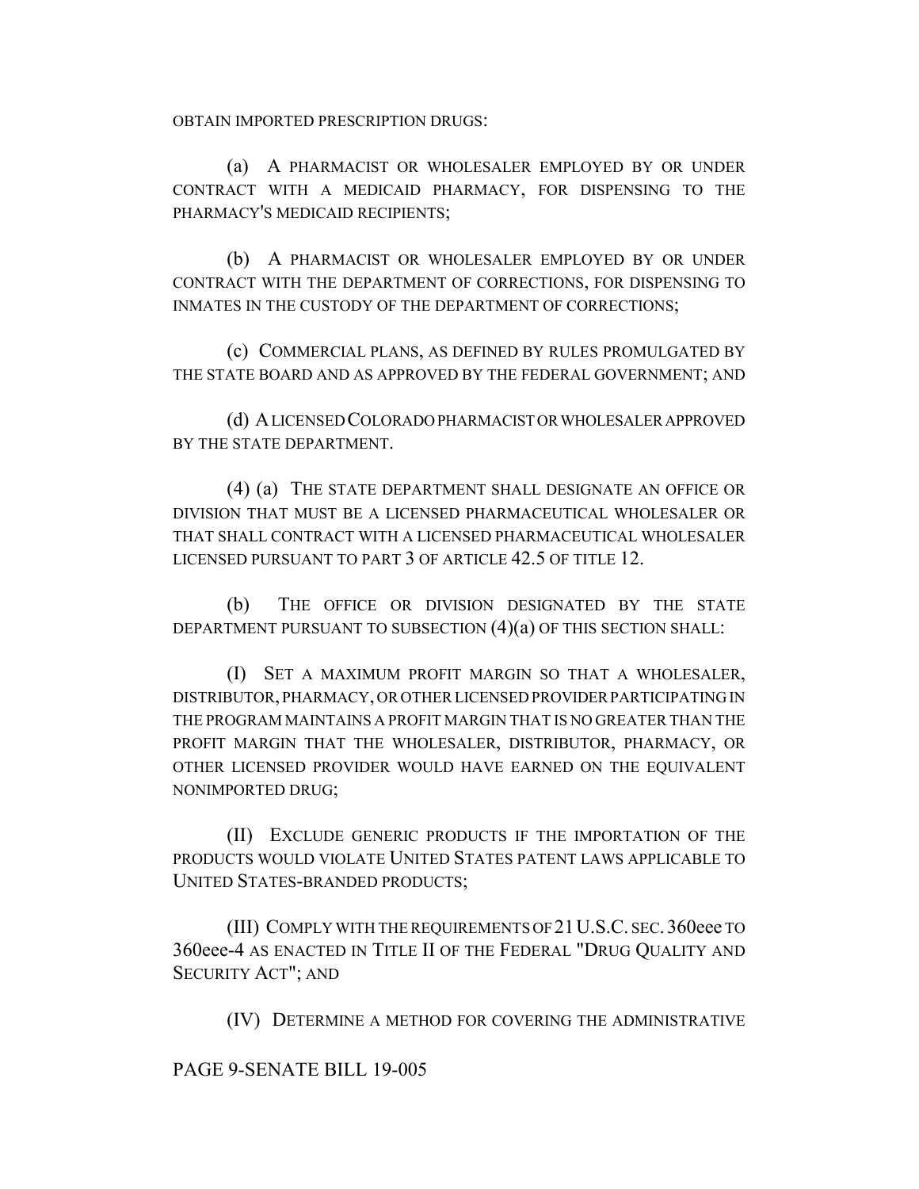OBTAIN IMPORTED PRESCRIPTION DRUGS:

(a) A PHARMACIST OR WHOLESALER EMPLOYED BY OR UNDER CONTRACT WITH A MEDICAID PHARMACY, FOR DISPENSING TO THE PHARMACY'S MEDICAID RECIPIENTS;

(b) A PHARMACIST OR WHOLESALER EMPLOYED BY OR UNDER CONTRACT WITH THE DEPARTMENT OF CORRECTIONS, FOR DISPENSING TO INMATES IN THE CUSTODY OF THE DEPARTMENT OF CORRECTIONS;

(c) COMMERCIAL PLANS, AS DEFINED BY RULES PROMULGATED BY THE STATE BOARD AND AS APPROVED BY THE FEDERAL GOVERNMENT; AND

(d) A LICENSED COLORADO PHARMACIST OR WHOLESALER APPROVED BY THE STATE DEPARTMENT.

(4) (a) THE STATE DEPARTMENT SHALL DESIGNATE AN OFFICE OR DIVISION THAT MUST BE A LICENSED PHARMACEUTICAL WHOLESALER OR THAT SHALL CONTRACT WITH A LICENSED PHARMACEUTICAL WHOLESALER LICENSED PURSUANT TO PART 3 OF ARTICLE 42.5 OF TITLE 12.

(b) THE OFFICE OR DIVISION DESIGNATED BY THE STATE DEPARTMENT PURSUANT TO SUBSECTION (4)(a) OF THIS SECTION SHALL:

(I) SET A MAXIMUM PROFIT MARGIN SO THAT A WHOLESALER, DISTRIBUTOR, PHARMACY, OR OTHER LICENSED PROVIDER PARTICIPATING IN THE PROGRAM MAINTAINS A PROFIT MARGIN THAT IS NO GREATER THAN THE PROFIT MARGIN THAT THE WHOLESALER, DISTRIBUTOR, PHARMACY, OR OTHER LICENSED PROVIDER WOULD HAVE EARNED ON THE EQUIVALENT NONIMPORTED DRUG;

(II) EXCLUDE GENERIC PRODUCTS IF THE IMPORTATION OF THE PRODUCTS WOULD VIOLATE UNITED STATES PATENT LAWS APPLICABLE TO UNITED STATES-BRANDED PRODUCTS;

(III) COMPLY WITH THE REQUIREMENTS OF 21 U.S.C. SEC. 360eee TO 360eee-4 AS ENACTED IN TITLE II OF THE FEDERAL "DRUG QUALITY AND SECURITY ACT"; AND

(IV) DETERMINE A METHOD FOR COVERING THE ADMINISTRATIVE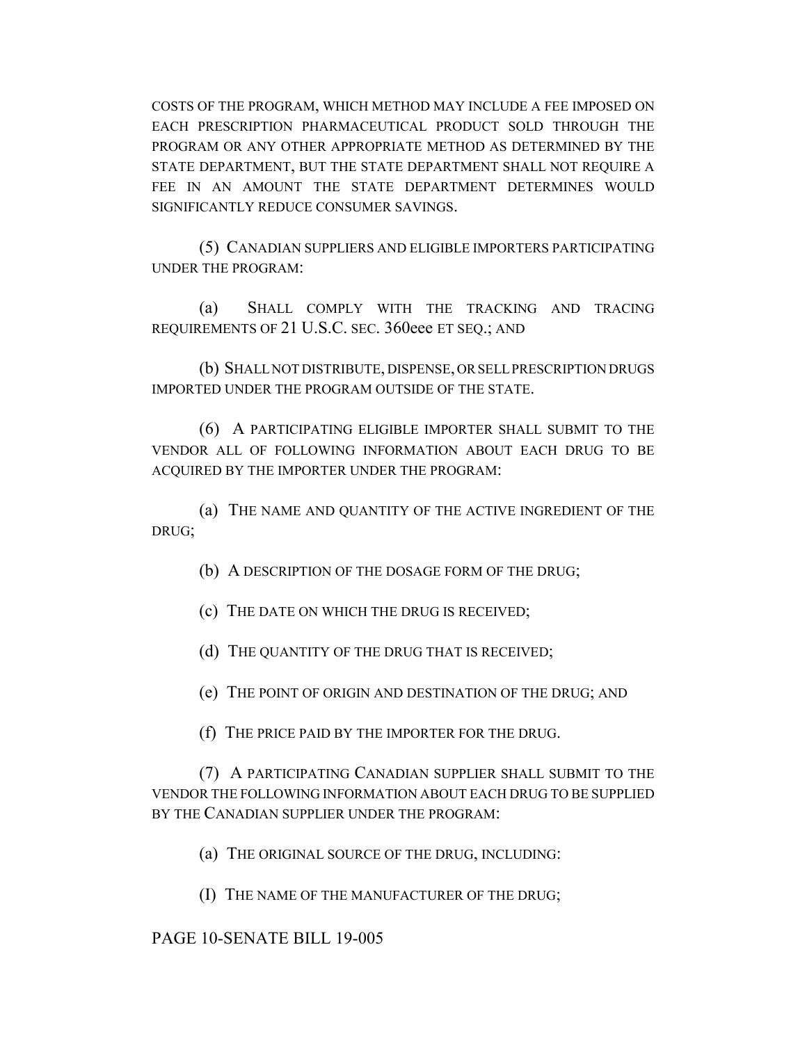COSTS OF THE PROGRAM, WHICH METHOD MAY INCLUDE A FEE IMPOSED ON EACH PRESCRIPTION PHARMACEUTICAL PRODUCT SOLD THROUGH THE PROGRAM OR ANY OTHER APPROPRIATE METHOD AS DETERMINED BY THE STATE DEPARTMENT, BUT THE STATE DEPARTMENT SHALL NOT REQUIRE A FEE IN AN AMOUNT THE STATE DEPARTMENT DETERMINES WOULD SIGNIFICANTLY REDUCE CONSUMER SAVINGS.

(5) CANADIAN SUPPLIERS AND ELIGIBLE IMPORTERS PARTICIPATING UNDER THE PROGRAM:

(a) SHALL COMPLY WITH THE TRACKING AND TRACING REQUIREMENTS OF 21 U.S.C. SEC. 360eee ET SEQ.; AND

(b) SHALL NOT DISTRIBUTE, DISPENSE, OR SELL PRESCRIPTION DRUGS IMPORTED UNDER THE PROGRAM OUTSIDE OF THE STATE.

(6) A PARTICIPATING ELIGIBLE IMPORTER SHALL SUBMIT TO THE VENDOR ALL OF FOLLOWING INFORMATION ABOUT EACH DRUG TO BE ACQUIRED BY THE IMPORTER UNDER THE PROGRAM:

(a) THE NAME AND QUANTITY OF THE ACTIVE INGREDIENT OF THE DRUG;

(b) A DESCRIPTION OF THE DOSAGE FORM OF THE DRUG;

(c) THE DATE ON WHICH THE DRUG IS RECEIVED;

(d) THE QUANTITY OF THE DRUG THAT IS RECEIVED;

(e) THE POINT OF ORIGIN AND DESTINATION OF THE DRUG; AND

(f) THE PRICE PAID BY THE IMPORTER FOR THE DRUG.

(7) A PARTICIPATING CANADIAN SUPPLIER SHALL SUBMIT TO THE VENDOR THE FOLLOWING INFORMATION ABOUT EACH DRUG TO BE SUPPLIED BY THE CANADIAN SUPPLIER UNDER THE PROGRAM:

(a) THE ORIGINAL SOURCE OF THE DRUG, INCLUDING:

(I) THE NAME OF THE MANUFACTURER OF THE DRUG;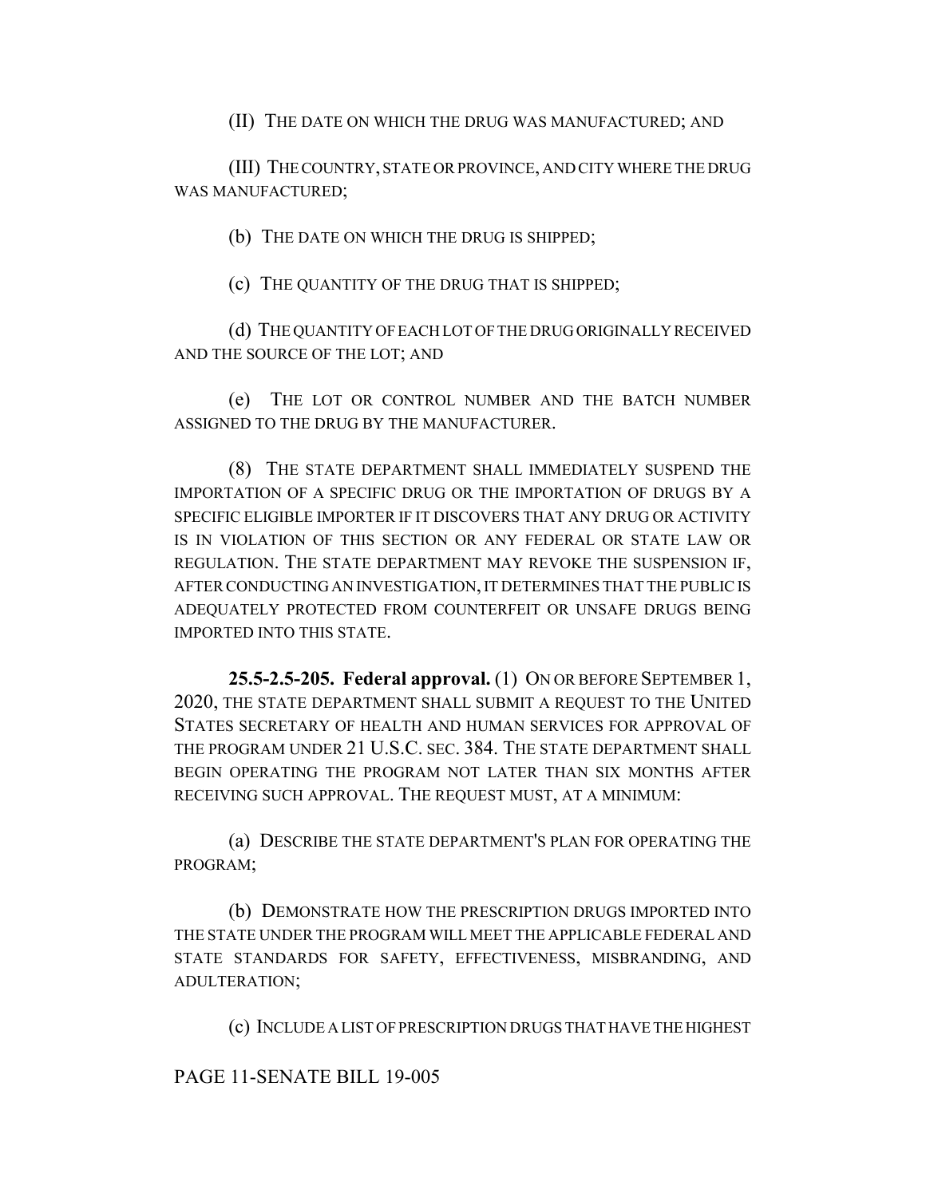(II) THE DATE ON WHICH THE DRUG WAS MANUFACTURED; AND

(III) THE COUNTRY, STATE OR PROVINCE, AND CITY WHERE THE DRUG WAS MANUFACTURED;

(b) THE DATE ON WHICH THE DRUG IS SHIPPED;

(c) THE QUANTITY OF THE DRUG THAT IS SHIPPED;

(d) THE QUANTITY OF EACH LOT OF THE DRUG ORIGINALLY RECEIVED AND THE SOURCE OF THE LOT; AND

(e) THE LOT OR CONTROL NUMBER AND THE BATCH NUMBER ASSIGNED TO THE DRUG BY THE MANUFACTURER.

(8) THE STATE DEPARTMENT SHALL IMMEDIATELY SUSPEND THE IMPORTATION OF A SPECIFIC DRUG OR THE IMPORTATION OF DRUGS BY A SPECIFIC ELIGIBLE IMPORTER IF IT DISCOVERS THAT ANY DRUG OR ACTIVITY IS IN VIOLATION OF THIS SECTION OR ANY FEDERAL OR STATE LAW OR REGULATION. THE STATE DEPARTMENT MAY REVOKE THE SUSPENSION IF, AFTER CONDUCTING AN INVESTIGATION, IT DETERMINES THAT THE PUBLIC IS ADEQUATELY PROTECTED FROM COUNTERFEIT OR UNSAFE DRUGS BEING IMPORTED INTO THIS STATE.

**25.5-2.5-205. Federal approval.** (1) ON OR BEFORE SEPTEMBER 1, 2020, THE STATE DEPARTMENT SHALL SUBMIT A REQUEST TO THE UNITED STATES SECRETARY OF HEALTH AND HUMAN SERVICES FOR APPROVAL OF THE PROGRAM UNDER 21 U.S.C. SEC. 384. THE STATE DEPARTMENT SHALL BEGIN OPERATING THE PROGRAM NOT LATER THAN SIX MONTHS AFTER RECEIVING SUCH APPROVAL. THE REQUEST MUST, AT A MINIMUM:

(a) DESCRIBE THE STATE DEPARTMENT'S PLAN FOR OPERATING THE PROGRAM;

(b) DEMONSTRATE HOW THE PRESCRIPTION DRUGS IMPORTED INTO THE STATE UNDER THE PROGRAM WILL MEET THE APPLICABLE FEDERAL AND STATE STANDARDS FOR SAFETY, EFFECTIVENESS, MISBRANDING, AND ADULTERATION;

(c) INCLUDE A LIST OF PRESCRIPTION DRUGS THAT HAVE THE HIGHEST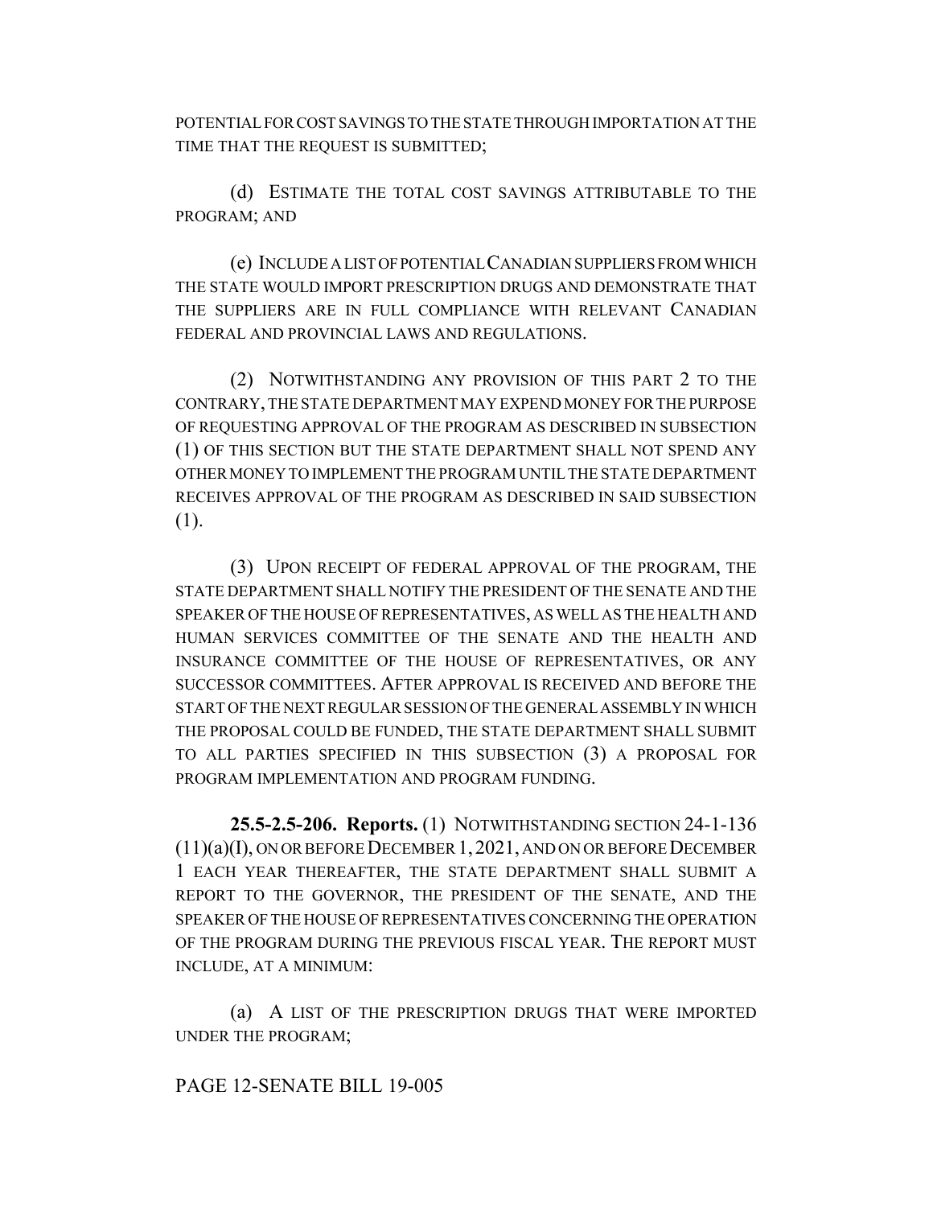POTENTIAL FOR COST SAVINGS TO THE STATE THROUGH IMPORTATION AT THE TIME THAT THE REQUEST IS SUBMITTED;

(d) ESTIMATE THE TOTAL COST SAVINGS ATTRIBUTABLE TO THE PROGRAM; AND

(e) INCLUDE A LIST OF POTENTIAL CANADIAN SUPPLIERS FROM WHICH THE STATE WOULD IMPORT PRESCRIPTION DRUGS AND DEMONSTRATE THAT THE SUPPLIERS ARE IN FULL COMPLIANCE WITH RELEVANT CANADIAN FEDERAL AND PROVINCIAL LAWS AND REGULATIONS.

(2) NOTWITHSTANDING ANY PROVISION OF THIS PART 2 TO THE CONTRARY, THE STATE DEPARTMENT MAY EXPEND MONEY FOR THE PURPOSE OF REQUESTING APPROVAL OF THE PROGRAM AS DESCRIBED IN SUBSECTION (1) OF THIS SECTION BUT THE STATE DEPARTMENT SHALL NOT SPEND ANY OTHER MONEY TO IMPLEMENT THE PROGRAM UNTIL THE STATE DEPARTMENT RECEIVES APPROVAL OF THE PROGRAM AS DESCRIBED IN SAID SUBSECTION (1).

(3) UPON RECEIPT OF FEDERAL APPROVAL OF THE PROGRAM, THE STATE DEPARTMENT SHALL NOTIFY THE PRESIDENT OF THE SENATE AND THE SPEAKER OF THE HOUSE OF REPRESENTATIVES, AS WELL AS THE HEALTH AND HUMAN SERVICES COMMITTEE OF THE SENATE AND THE HEALTH AND INSURANCE COMMITTEE OF THE HOUSE OF REPRESENTATIVES, OR ANY SUCCESSOR COMMITTEES. AFTER APPROVAL IS RECEIVED AND BEFORE THE START OF THE NEXT REGULAR SESSION OF THE GENERAL ASSEMBLY IN WHICH THE PROPOSAL COULD BE FUNDED, THE STATE DEPARTMENT SHALL SUBMIT TO ALL PARTIES SPECIFIED IN THIS SUBSECTION (3) A PROPOSAL FOR PROGRAM IMPLEMENTATION AND PROGRAM FUNDING.

**25.5-2.5-206. Reports.** (1) NOTWITHSTANDING SECTION 24-1-136 (11)(a)(I), ON OR BEFORE DECEMBER 1, 2021, AND ON OR BEFORE DECEMBER 1 EACH YEAR THEREAFTER, THE STATE DEPARTMENT SHALL SUBMIT A REPORT TO THE GOVERNOR, THE PRESIDENT OF THE SENATE, AND THE SPEAKER OF THE HOUSE OF REPRESENTATIVES CONCERNING THE OPERATION OF THE PROGRAM DURING THE PREVIOUS FISCAL YEAR. THE REPORT MUST INCLUDE, AT A MINIMUM:

(a) A LIST OF THE PRESCRIPTION DRUGS THAT WERE IMPORTED UNDER THE PROGRAM;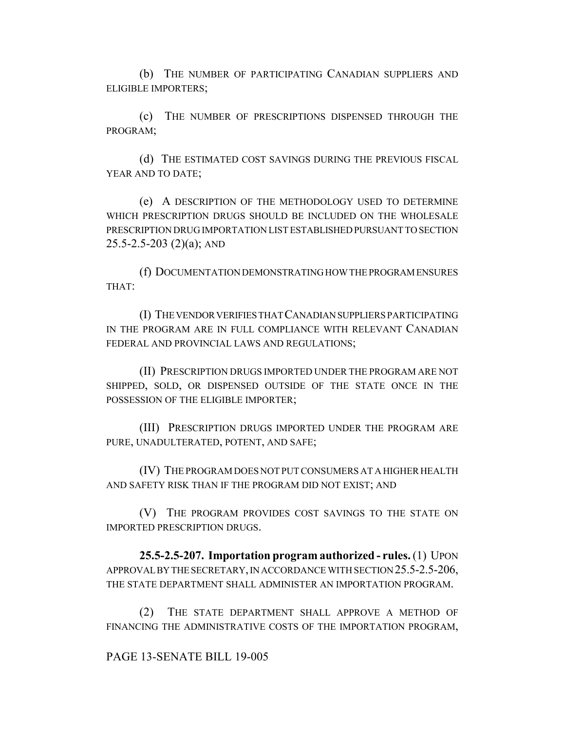(b) THE NUMBER OF PARTICIPATING CANADIAN SUPPLIERS AND ELIGIBLE IMPORTERS;

(c) THE NUMBER OF PRESCRIPTIONS DISPENSED THROUGH THE PROGRAM;

(d) THE ESTIMATED COST SAVINGS DURING THE PREVIOUS FISCAL YEAR AND TO DATE;

(e) A DESCRIPTION OF THE METHODOLOGY USED TO DETERMINE WHICH PRESCRIPTION DRUGS SHOULD BE INCLUDED ON THE WHOLESALE PRESCRIPTION DRUG IMPORTATION LIST ESTABLISHED PURSUANT TO SECTION 25.5-2.5-203 (2)(a); AND

(f) DOCUMENTATION DEMONSTRATING HOW THE PROGRAM ENSURES THAT:

(I) THE VENDOR VERIFIES THAT CANADIAN SUPPLIERS PARTICIPATING IN THE PROGRAM ARE IN FULL COMPLIANCE WITH RELEVANT CANADIAN FEDERAL AND PROVINCIAL LAWS AND REGULATIONS;

(II) PRESCRIPTION DRUGS IMPORTED UNDER THE PROGRAM ARE NOT SHIPPED, SOLD, OR DISPENSED OUTSIDE OF THE STATE ONCE IN THE POSSESSION OF THE ELIGIBLE IMPORTER;

(III) PRESCRIPTION DRUGS IMPORTED UNDER THE PROGRAM ARE PURE, UNADULTERATED, POTENT, AND SAFE;

(IV) THE PROGRAM DOES NOT PUT CONSUMERS AT A HIGHER HEALTH AND SAFETY RISK THAN IF THE PROGRAM DID NOT EXIST; AND

(V) THE PROGRAM PROVIDES COST SAVINGS TO THE STATE ON IMPORTED PRESCRIPTION DRUGS.

**25.5-2.5-207. Importation program authorized - rules.** (1) UPON APPROVAL BY THE SECRETARY, IN ACCORDANCE WITH SECTION 25.5-2.5-206, THE STATE DEPARTMENT SHALL ADMINISTER AN IMPORTATION PROGRAM.

(2) THE STATE DEPARTMENT SHALL APPROVE A METHOD OF FINANCING THE ADMINISTRATIVE COSTS OF THE IMPORTATION PROGRAM,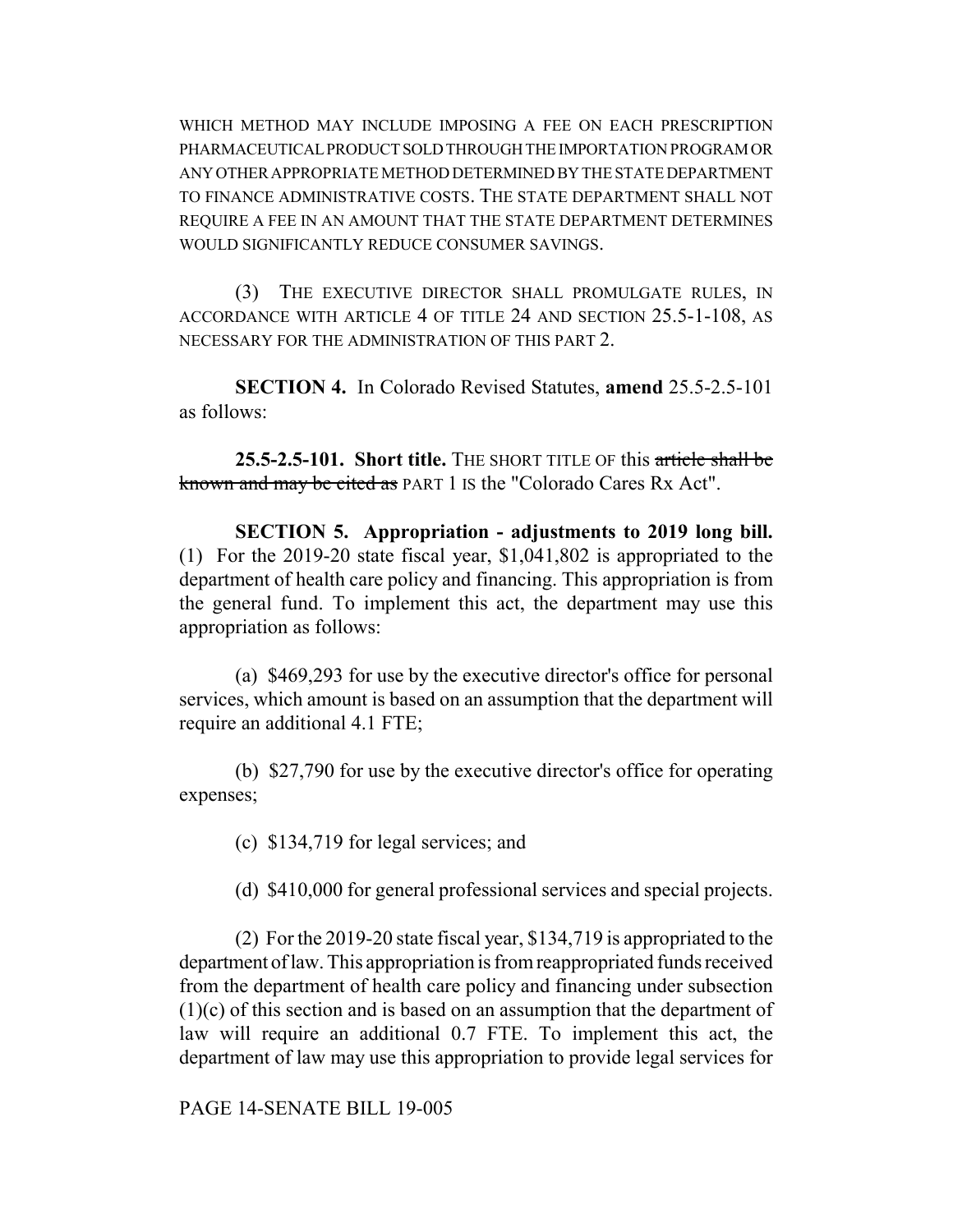WHICH METHOD MAY INCLUDE IMPOSING A FEE ON EACH PRESCRIPTION PHARMACEUTICAL PRODUCT SOLD THROUGH THE IMPORTATION PROGRAM OR ANY OTHER APPROPRIATE METHOD DETERMINED BY THE STATE DEPARTMENT TO FINANCE ADMINISTRATIVE COSTS. THE STATE DEPARTMENT SHALL NOT REQUIRE A FEE IN AN AMOUNT THAT THE STATE DEPARTMENT DETERMINES WOULD SIGNIFICANTLY REDUCE CONSUMER SAVINGS.

(3) THE EXECUTIVE DIRECTOR SHALL PROMULGATE RULES, IN ACCORDANCE WITH ARTICLE 4 OF TITLE 24 AND SECTION 25.5-1-108, AS NECESSARY FOR THE ADMINISTRATION OF THIS PART 2.

**SECTION 4.** In Colorado Revised Statutes, **amend** 25.5-2.5-101 as follows:

**25.5-2.5-101. Short title.** THE SHORT TITLE OF this ~~article shall be known and may be cited as~~ PART 1 IS the "Colorado Cares Rx Act".

**SECTION 5. Appropriation - adjustments to 2019 long bill.** (1) For the 2019-20 state fiscal year, $1,041,802 is appropriated to the department of health care policy and financing. This appropriation is from the general fund. To implement this act, the department may use this appropriation as follows:

(a) $469,293 for use by the executive director's office for personal services, which amount is based on an assumption that the department will require an additional 4.1 FTE;

(b) $27,790 for use by the executive director's office for operating expenses;

(c) $134,719 for legal services; and

(d) $410,000 for general professional services and special projects.

(2) For the 2019-20 state fiscal year, $134,719 is appropriated to the department of law. This appropriation is from reappropriated funds received from the department of health care policy and financing under subsection (1)(c) of this section and is based on an assumption that the department of law will require an additional 0.7 FTE. To implement this act, the department of law may use this appropriation to provide legal services for

PAGE 14-SENATE BILL 19-005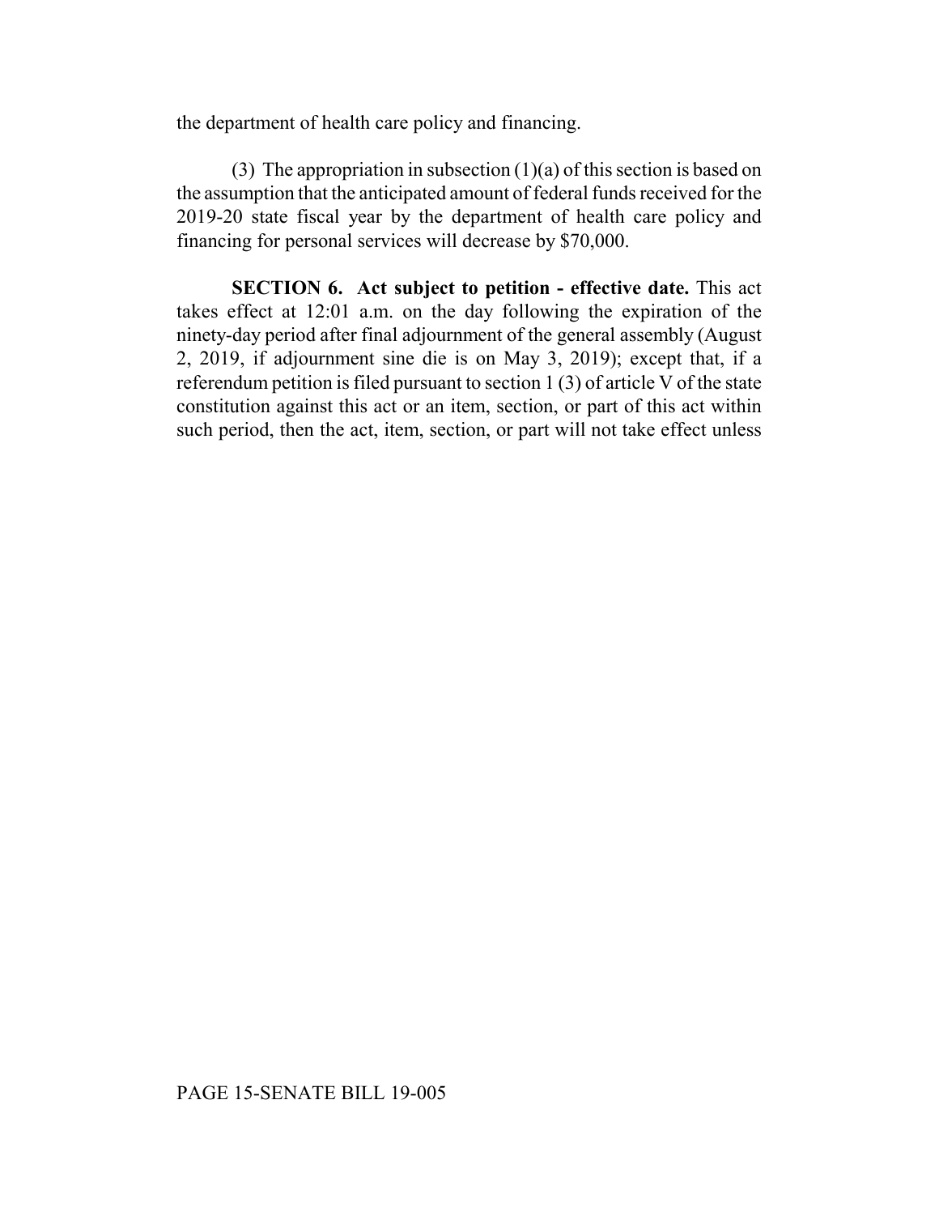the department of health care policy and financing.

(3) The appropriation in subsection (1)(a) of this section is based on the assumption that the anticipated amount of federal funds received for the 2019-20 state fiscal year by the department of health care policy and financing for personal services will decrease by $70,000.

**SECTION 6. Act subject to petition - effective date.** This act takes effect at 12:01 a.m. on the day following the expiration of the ninety-day period after final adjournment of the general assembly (August 2, 2019, if adjournment sine die is on May 3, 2019); except that, if a referendum petition is filed pursuant to section 1 (3) of article V of the state constitution against this act or an item, section, or part of this act within such period, then the act, item, section, or part will not take effect unless

PAGE 15-SENATE BILL 19-005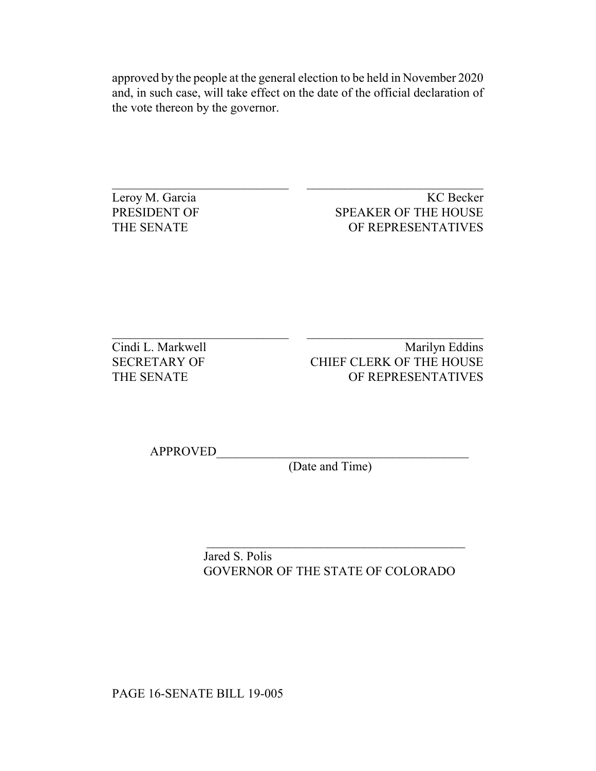approved by the people at the general election to be held in November 2020 and, in such case, will take effect on the date of the official declaration of the vote thereon by the governor.

____________________________ ____________________________

Leroy M. Garcia
PRESIDENT OF
THE SENATE

KC Becker
SPEAKER OF THE HOUSE
OF REPRESENTATIVES

____________________________ ____________________________

Cindi L. Markwell
SECRETARY OF
THE SENATE

Marilyn Eddins
CHIEF CLERK OF THE HOUSE
OF REPRESENTATIVES

APPROVED________________________________________
(Date and Time)

_________________________________________

Jared S. Polis
GOVERNOR OF THE STATE OF COLORADO

PAGE 16-SENATE BILL 19-005